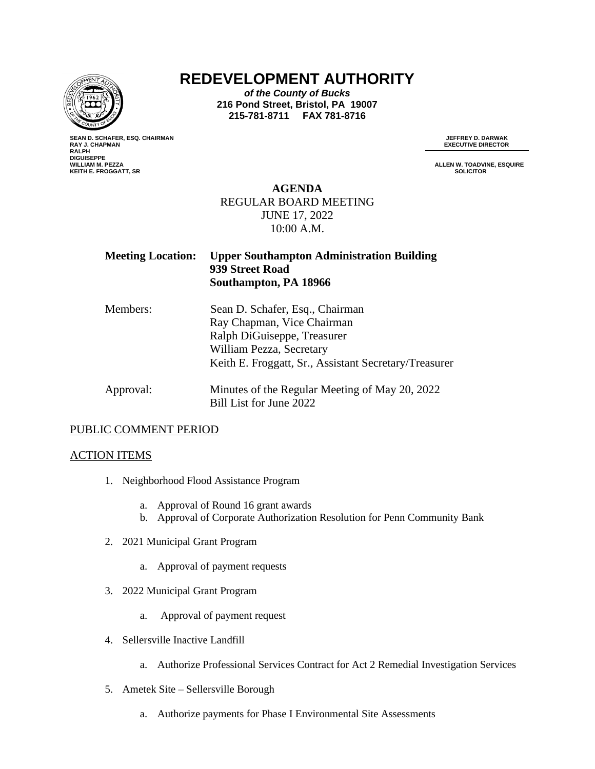# REDEVELOPMENT AUTHORITY

***of the County of Bucks***
**216 Pond Street, Bristol, PA 19007**
**215-781-8711 FAX 781-8716**

**SEAN D. SCHAFER, ESQ. CHAIRMAN**
**RAY J. CHAPMAN**
**RALPH DIGUISEPPE**
**WILLIAM M. PEZZA**
**KEITH E. FROGGATT, SR**

**JEFFREY D. DARWAK**
**EXECUTIVE DIRECTOR**

**ALLEN W. TOADVINE, ESQUIRE**
**SOLICITOR**

**AGENDA**
REGULAR BOARD MEETING
JUNE 17, 2022
10:00 A.M.

**Meeting Location:** **Upper Southampton Administration Building**
**939 Street Road**
**Southampton, PA 18966**

Members:
Sean D. Schafer, Esq., Chairman
Ray Chapman, Vice Chairman
Ralph DiGuiseppe, Treasurer
William Pezza, Secretary
Keith E. Froggatt, Sr., Assistant Secretary/Treasurer

Approval:
Minutes of the Regular Meeting of May 20, 2022
Bill List for June 2022

PUBLIC COMMENT PERIOD

ACTION ITEMS

1. Neighborhood Flood Assistance Program
   a. Approval of Round 16 grant awards
   b. Approval of Corporate Authorization Resolution for Penn Community Bank

2. 2021 Municipal Grant Program
   a. Approval of payment requests

3. 2022 Municipal Grant Program
   a. Approval of payment request

4. Sellersville Inactive Landfill
   a. Authorize Professional Services Contract for Act 2 Remedial Investigation Services

5. Ametek Site – Sellersville Borough
   a. Authorize payments for Phase I Environmental Site Assessments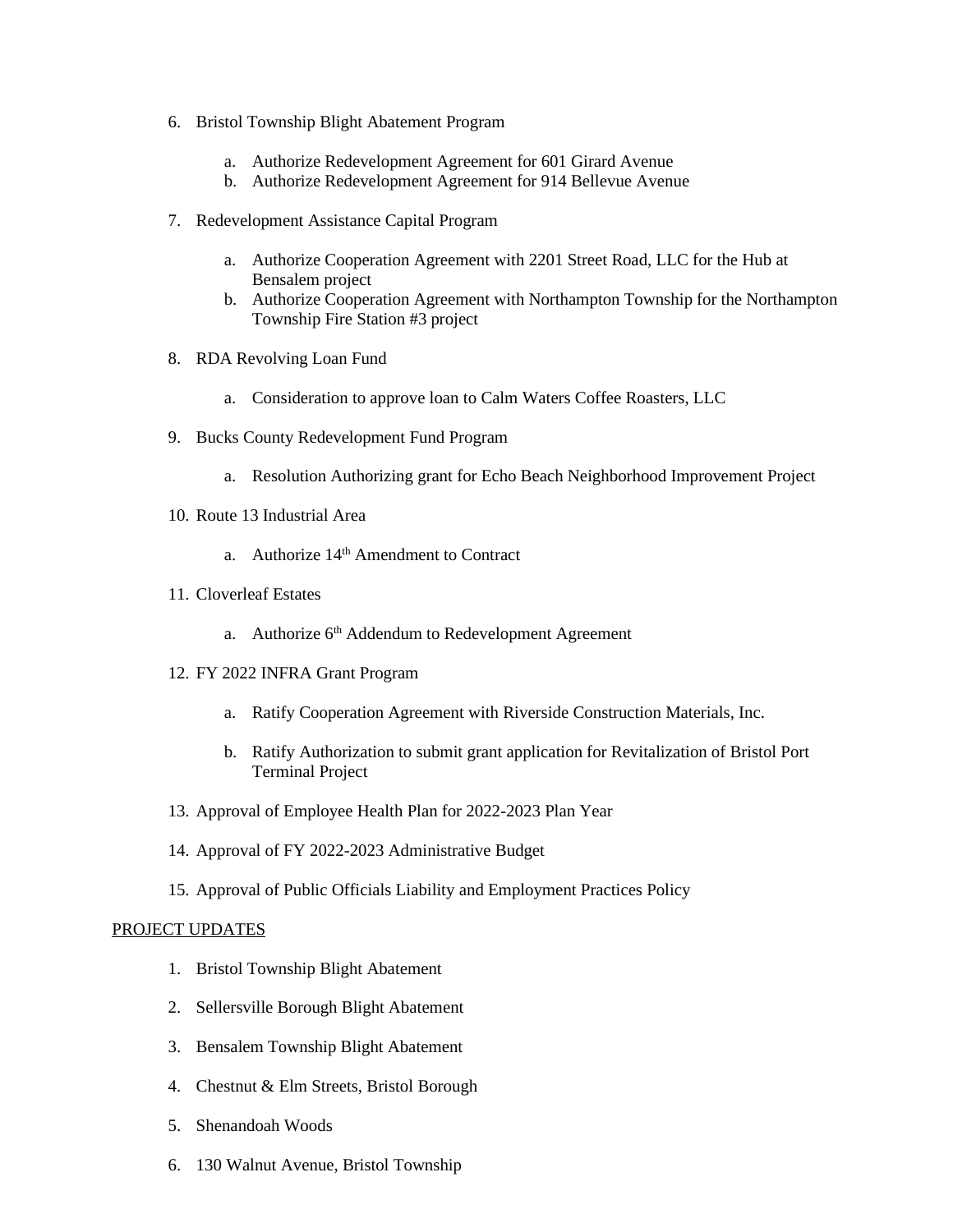6. Bristol Township Blight Abatement Program

   a. Authorize Redevelopment Agreement for 601 Girard Avenue
   b. Authorize Redevelopment Agreement for 914 Bellevue Avenue

7. Redevelopment Assistance Capital Program

   a. Authorize Cooperation Agreement with 2201 Street Road, LLC for the Hub at Bensalem project
   b. Authorize Cooperation Agreement with Northampton Township for the Northampton Township Fire Station #3 project

8. RDA Revolving Loan Fund

   a. Consideration to approve loan to Calm Waters Coffee Roasters, LLC

9. Bucks County Redevelopment Fund Program

   a. Resolution Authorizing grant for Echo Beach Neighborhood Improvement Project

10. Route 13 Industrial Area

    a. Authorize 14th Amendment to Contract

11. Cloverleaf Estates

    a. Authorize 6th Addendum to Redevelopment Agreement

12. FY 2022 INFRA Grant Program

    a. Ratify Cooperation Agreement with Riverside Construction Materials, Inc.

    b. Ratify Authorization to submit grant application for Revitalization of Bristol Port Terminal Project

13. Approval of Employee Health Plan for 2022-2023 Plan Year

14. Approval of FY 2022-2023 Administrative Budget

15. Approval of Public Officials Liability and Employment Practices Policy

<u>PROJECT UPDATES</u>

1. Bristol Township Blight Abatement

2. Sellersville Borough Blight Abatement

3. Bensalem Township Blight Abatement

4. Chestnut & Elm Streets, Bristol Borough

5. Shenandoah Woods

6. 130 Walnut Avenue, Bristol Township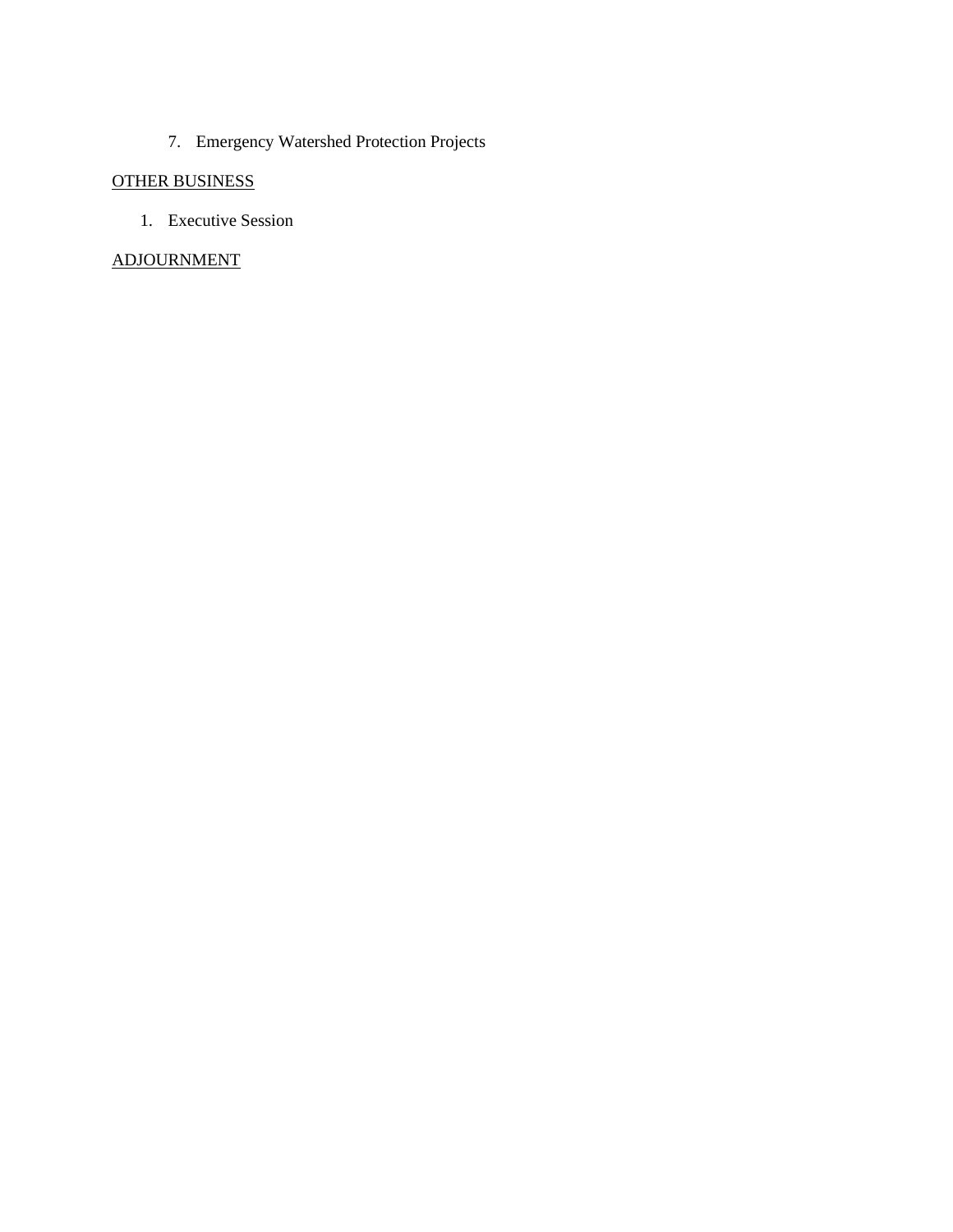7. Emergency Watershed Protection Projects

<u>OTHER BUSINESS</u>

1. Executive Session

<u>ADJOURNMENT</u>